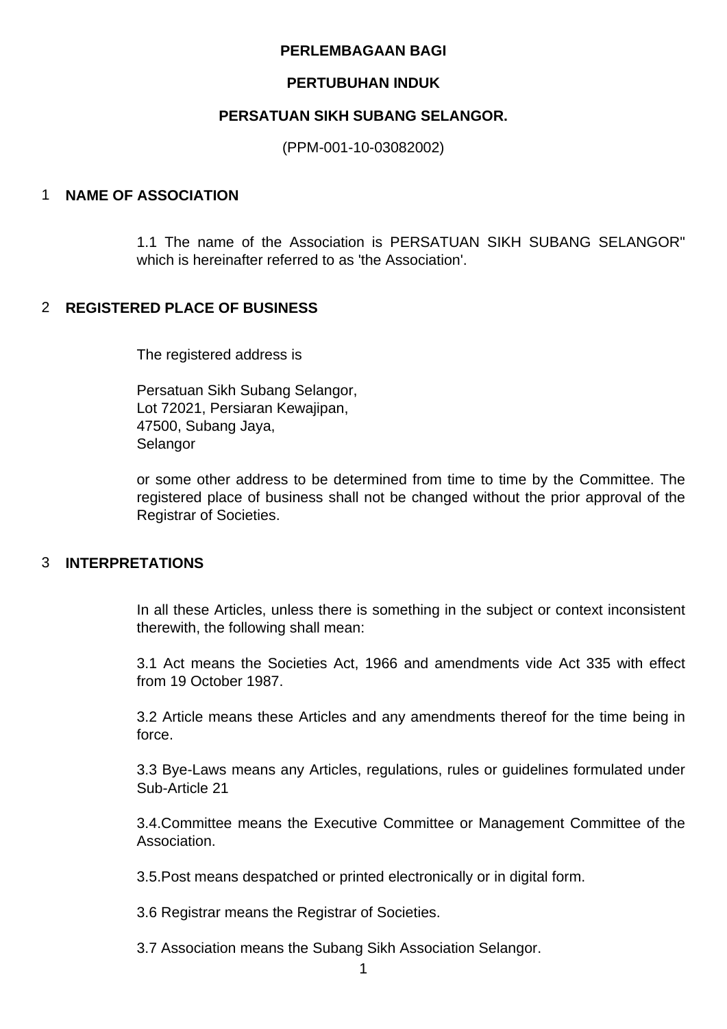**PERLEMBAGAAN BAGI**

**PERTUBUHAN INDUK**

**PERSATUAN SIKH SUBANG SELANGOR.**

(PPM-001-10-03082002)

## 1 NAME OF ASSOCIATION

1.1 The name of the Association is PERSATUAN SIKH SUBANG SELANGOR" which is hereinafter referred to as 'the Association'.

## 2 REGISTERED PLACE OF BUSINESS

The registered address is

Persatuan Sikh Subang Selangor,
Lot 72021, Persiaran Kewajipan,
47500, Subang Jaya,
Selangor

or some other address to be determined from time to time by the Committee. The registered place of business shall not be changed without the prior approval of the Registrar of Societies.

## 3 INTERPRETATIONS

In all these Articles, unless there is something in the subject or context inconsistent therewith, the following shall mean:

3.1 Act means the Societies Act, 1966 and amendments vide Act 335 with effect from 19 October 1987.

3.2 Article means these Articles and any amendments thereof for the time being in force.

3.3 Bye-Laws means any Articles, regulations, rules or guidelines formulated under Sub-Article 21

3.4.Committee means the Executive Committee or Management Committee of the Association.

3.5.Post means despatched or printed electronically or in digital form.

3.6 Registrar means the Registrar of Societies.

3.7 Association means the Subang Sikh Association Selangor.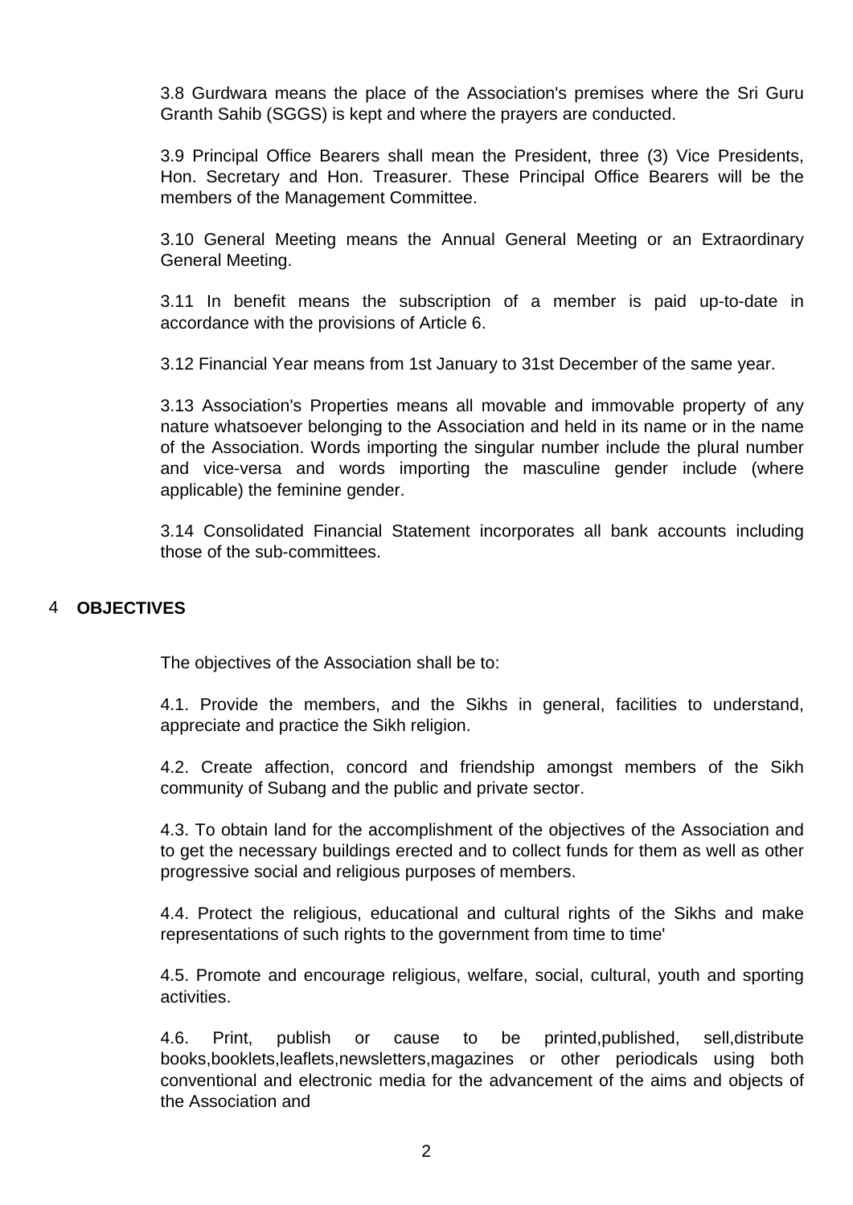3.8 Gurdwara means the place of the Association's premises where the Sri Guru Granth Sahib (SGGS) is kept and where the prayers are conducted.

3.9 Principal Office Bearers shall mean the President, three (3) Vice Presidents, Hon. Secretary and Hon. Treasurer. These Principal Office Bearers will be the members of the Management Committee.

3.10 General Meeting means the Annual General Meeting or an Extraordinary General Meeting.

3.11 In benefit means the subscription of a member is paid up-to-date in accordance with the provisions of Article 6.

3.12 Financial Year means from 1st January to 31st December of the same year.

3.13 Association's Properties means all movable and immovable property of any nature whatsoever belonging to the Association and held in its name or in the name of the Association. Words importing the singular number include the plural number and vice-versa and words importing the masculine gender include (where applicable) the feminine gender.

3.14 Consolidated Financial Statement incorporates all bank accounts including those of the sub-committees.

## 4 OBJECTIVES

The objectives of the Association shall be to:

4.1. Provide the members, and the Sikhs in general, facilities to understand, appreciate and practice the Sikh religion.

4.2. Create affection, concord and friendship amongst members of the Sikh community of Subang and the public and private sector.

4.3. To obtain land for the accomplishment of the objectives of the Association and to get the necessary buildings erected and to collect funds for them as well as other progressive social and religious purposes of members.

4.4. Protect the religious, educational and cultural rights of the Sikhs and make representations of such rights to the government from time to time'

4.5. Promote and encourage religious, welfare, social, cultural, youth and sporting activities.

4.6. Print, publish or cause to be printed,published, sell,distribute books,booklets,leaflets,newsletters,magazines or other periodicals using both conventional and electronic media for the advancement of the aims and objects of the Association and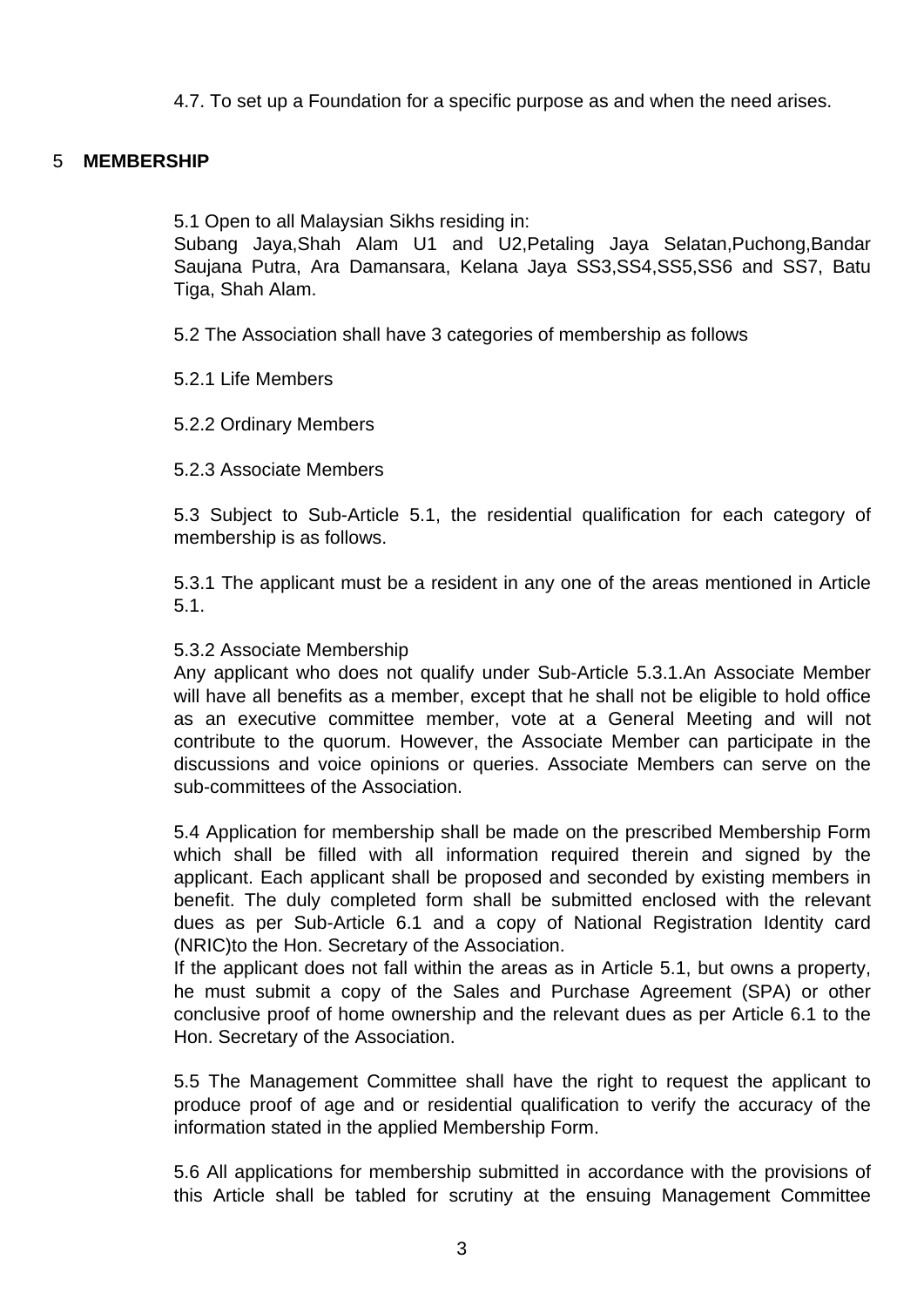4.7. To set up a Foundation for a specific purpose as and when the need arises.

## 5 MEMBERSHIP

5.1 Open to all Malaysian Sikhs residing in:
Subang Jaya,Shah Alam U1 and U2,Petaling Jaya Selatan,Puchong,Bandar Saujana Putra, Ara Damansara, Kelana Jaya SS3,SS4,SS5,SS6 and SS7, Batu Tiga, Shah Alam.

5.2 The Association shall have 3 categories of membership as follows

5.2.1 Life Members

5.2.2 Ordinary Members

5.2.3 Associate Members

5.3 Subject to Sub-Article 5.1, the residential qualification for each category of membership is as follows.

5.3.1 The applicant must be a resident in any one of the areas mentioned in Article 5.1.

5.3.2 Associate Membership
Any applicant who does not qualify under Sub-Article 5.3.1.An Associate Member will have all benefits as a member, except that he shall not be eligible to hold office as an executive committee member, vote at a General Meeting and will not contribute to the quorum. However, the Associate Member can participate in the discussions and voice opinions or queries. Associate Members can serve on the sub-committees of the Association.

5.4 Application for membership shall be made on the prescribed Membership Form which shall be filled with all information required therein and signed by the applicant. Each applicant shall be proposed and seconded by existing members in benefit. The duly completed form shall be submitted enclosed with the relevant dues as per Sub-Article 6.1 and a copy of National Registration Identity card (NRIC)to the Hon. Secretary of the Association.
If the applicant does not fall within the areas as in Article 5.1, but owns a property, he must submit a copy of the Sales and Purchase Agreement (SPA) or other conclusive proof of home ownership and the relevant dues as per Article 6.1 to the Hon. Secretary of the Association.

5.5 The Management Committee shall have the right to request the applicant to produce proof of age and or residential qualification to verify the accuracy of the information stated in the applied Membership Form.

5.6 All applications for membership submitted in accordance with the provisions of this Article shall be tabled for scrutiny at the ensuing Management Committee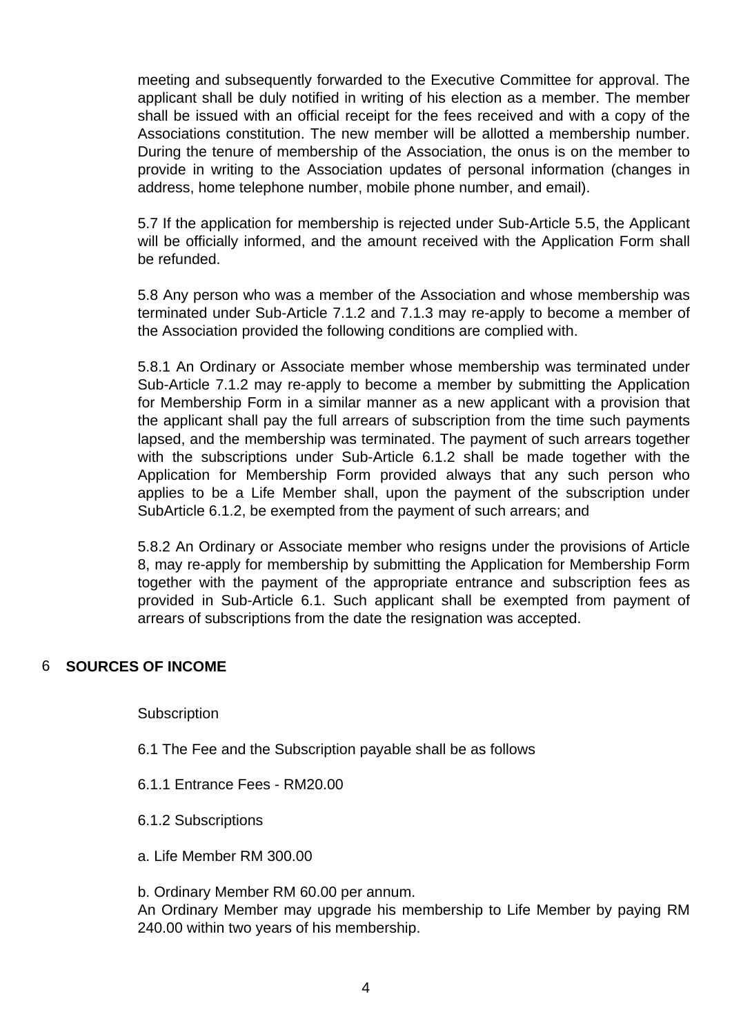meeting and subsequently forwarded to the Executive Committee for approval. The applicant shall be duly notified in writing of his election as a member. The member shall be issued with an official receipt for the fees received and with a copy of the Associations constitution. The new member will be allotted a membership number. During the tenure of membership of the Association, the onus is on the member to provide in writing to the Association updates of personal information (changes in address, home telephone number, mobile phone number, and email).

5.7 If the application for membership is rejected under Sub-Article 5.5, the Applicant will be officially informed, and the amount received with the Application Form shall be refunded.

5.8 Any person who was a member of the Association and whose membership was terminated under Sub-Article 7.1.2 and 7.1.3 may re-apply to become a member of the Association provided the following conditions are complied with.

5.8.1 An Ordinary or Associate member whose membership was terminated under Sub-Article 7.1.2 may re-apply to become a member by submitting the Application for Membership Form in a similar manner as a new applicant with a provision that the applicant shall pay the full arrears of subscription from the time such payments lapsed, and the membership was terminated. The payment of such arrears together with the subscriptions under Sub-Article 6.1.2 shall be made together with the Application for Membership Form provided always that any such person who applies to be a Life Member shall, upon the payment of the subscription under SubArticle 6.1.2, be exempted from the payment of such arrears; and

5.8.2 An Ordinary or Associate member who resigns under the provisions of Article 8, may re-apply for membership by submitting the Application for Membership Form together with the payment of the appropriate entrance and subscription fees as provided in Sub-Article 6.1. Such applicant shall be exempted from payment of arrears of subscriptions from the date the resignation was accepted.

## 6 SOURCES OF INCOME

Subscription

6.1 The Fee and the Subscription payable shall be as follows

6.1.1 Entrance Fees - RM20.00

6.1.2 Subscriptions

a. Life Member RM 300.00

b. Ordinary Member RM 60.00 per annum.
An Ordinary Member may upgrade his membership to Life Member by paying RM 240.00 within two years of his membership.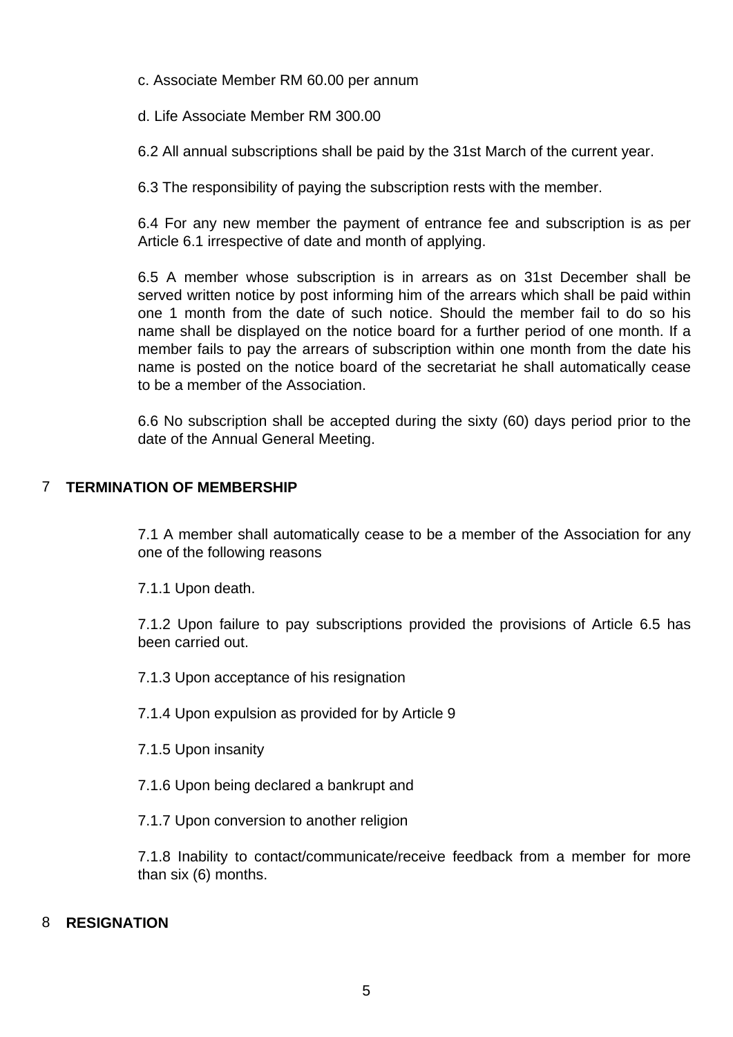c. Associate Member RM 60.00 per annum

d. Life Associate Member RM 300.00

6.2 All annual subscriptions shall be paid by the 31st March of the current year.

6.3 The responsibility of paying the subscription rests with the member.

6.4 For any new member the payment of entrance fee and subscription is as per Article 6.1 irrespective of date and month of applying.

6.5 A member whose subscription is in arrears as on 31st December shall be served written notice by post informing him of the arrears which shall be paid within one 1 month from the date of such notice. Should the member fail to do so his name shall be displayed on the notice board for a further period of one month. If a member fails to pay the arrears of subscription within one month from the date his name is posted on the notice board of the secretariat he shall automatically cease to be a member of the Association.

6.6 No subscription shall be accepted during the sixty (60) days period prior to the date of the Annual General Meeting.

## 7 TERMINATION OF MEMBERSHIP

7.1 A member shall automatically cease to be a member of the Association for any one of the following reasons

7.1.1 Upon death.

7.1.2 Upon failure to pay subscriptions provided the provisions of Article 6.5 has been carried out.

7.1.3 Upon acceptance of his resignation

7.1.4 Upon expulsion as provided for by Article 9

7.1.5 Upon insanity

7.1.6 Upon being declared a bankrupt and

7.1.7 Upon conversion to another religion

7.1.8 Inability to contact/communicate/receive feedback from a member for more than six (6) months.

## 8 RESIGNATION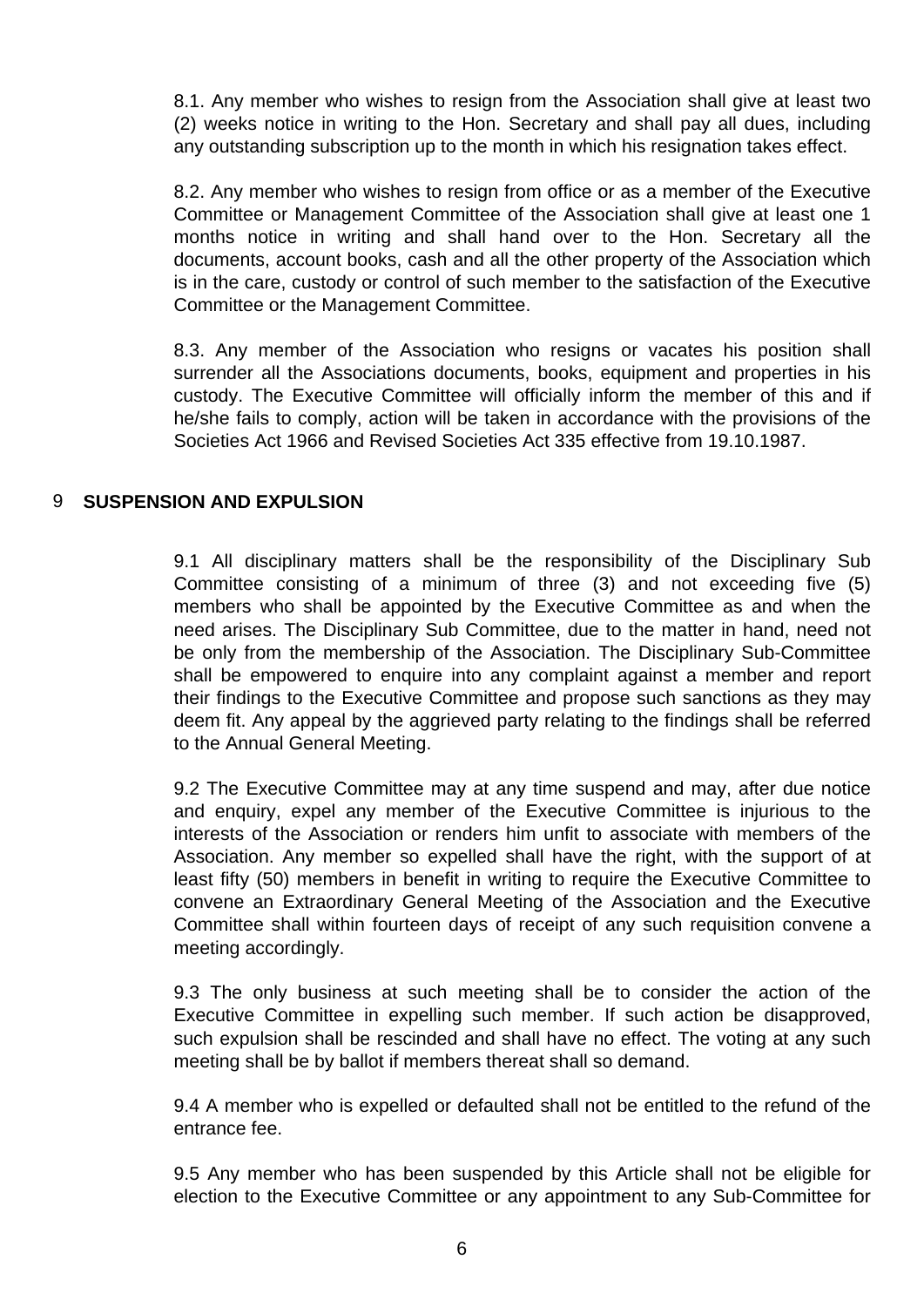8.1. Any member who wishes to resign from the Association shall give at least two (2) weeks notice in writing to the Hon. Secretary and shall pay all dues, including any outstanding subscription up to the month in which his resignation takes effect.

8.2. Any member who wishes to resign from office or as a member of the Executive Committee or Management Committee of the Association shall give at least one 1 months notice in writing and shall hand over to the Hon. Secretary all the documents, account books, cash and all the other property of the Association which is in the care, custody or control of such member to the satisfaction of the Executive Committee or the Management Committee.

8.3. Any member of the Association who resigns or vacates his position shall surrender all the Associations documents, books, equipment and properties in his custody. The Executive Committee will officially inform the member of this and if he/she fails to comply, action will be taken in accordance with the provisions of the Societies Act 1966 and Revised Societies Act 335 effective from 19.10.1987.

## 9 SUSPENSION AND EXPULSION

9.1 All disciplinary matters shall be the responsibility of the Disciplinary Sub Committee consisting of a minimum of three (3) and not exceeding five (5) members who shall be appointed by the Executive Committee as and when the need arises. The Disciplinary Sub Committee, due to the matter in hand, need not be only from the membership of the Association. The Disciplinary Sub-Committee shall be empowered to enquire into any complaint against a member and report their findings to the Executive Committee and propose such sanctions as they may deem fit. Any appeal by the aggrieved party relating to the findings shall be referred to the Annual General Meeting.

9.2 The Executive Committee may at any time suspend and may, after due notice and enquiry, expel any member of the Executive Committee is injurious to the interests of the Association or renders him unfit to associate with members of the Association. Any member so expelled shall have the right, with the support of at least fifty (50) members in benefit in writing to require the Executive Committee to convene an Extraordinary General Meeting of the Association and the Executive Committee shall within fourteen days of receipt of any such requisition convene a meeting accordingly.

9.3 The only business at such meeting shall be to consider the action of the Executive Committee in expelling such member. If such action be disapproved, such expulsion shall be rescinded and shall have no effect. The voting at any such meeting shall be by ballot if members thereat shall so demand.

9.4 A member who is expelled or defaulted shall not be entitled to the refund of the entrance fee.

9.5 Any member who has been suspended by this Article shall not be eligible for election to the Executive Committee or any appointment to any Sub-Committee for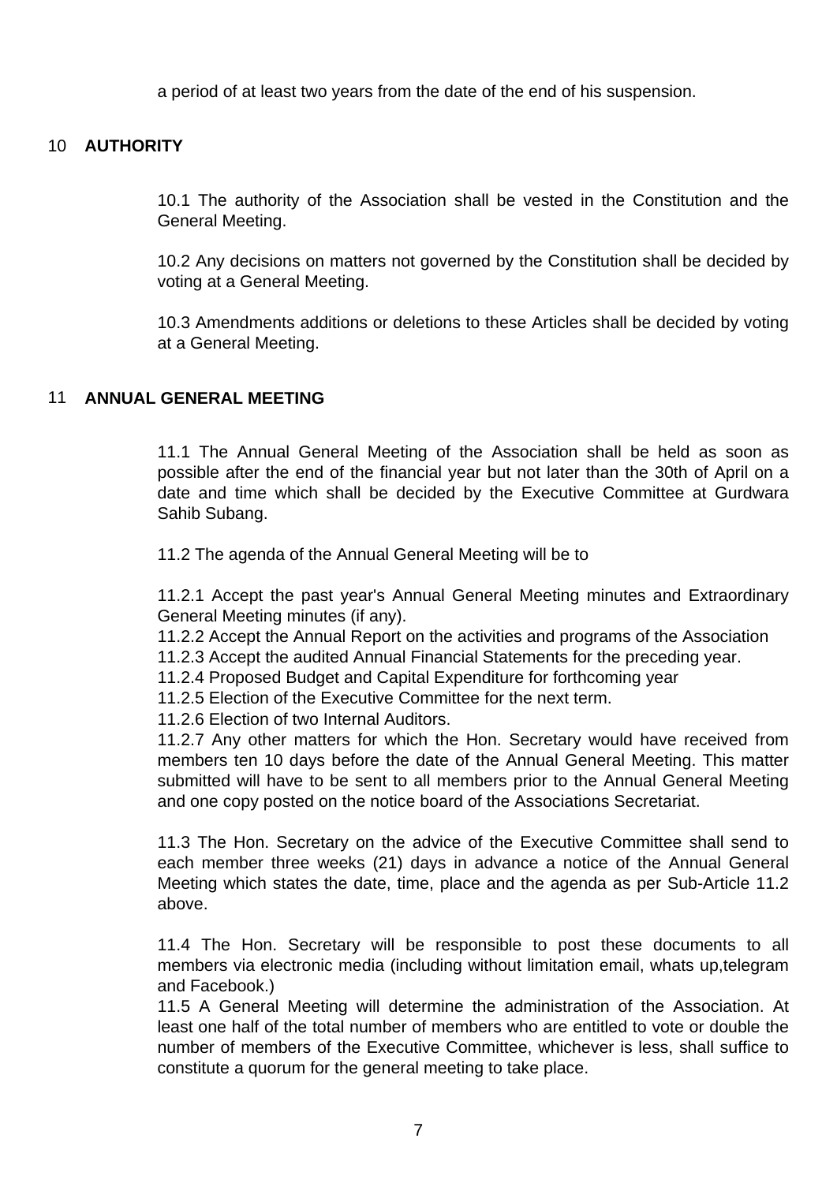a period of at least two years from the date of the end of his suspension.

## 10 AUTHORITY

10.1 The authority of the Association shall be vested in the Constitution and the General Meeting.

10.2 Any decisions on matters not governed by the Constitution shall be decided by voting at a General Meeting.

10.3 Amendments additions or deletions to these Articles shall be decided by voting at a General Meeting.

## 11 ANNUAL GENERAL MEETING

11.1 The Annual General Meeting of the Association shall be held as soon as possible after the end of the financial year but not later than the 30th of April on a date and time which shall be decided by the Executive Committee at Gurdwara Sahib Subang.

11.2 The agenda of the Annual General Meeting will be to

11.2.1 Accept the past year's Annual General Meeting minutes and Extraordinary General Meeting minutes (if any).
11.2.2 Accept the Annual Report on the activities and programs of the Association
11.2.3 Accept the audited Annual Financial Statements for the preceding year.
11.2.4 Proposed Budget and Capital Expenditure for forthcoming year
11.2.5 Election of the Executive Committee for the next term.
11.2.6 Election of two Internal Auditors.
11.2.7 Any other matters for which the Hon. Secretary would have received from members ten 10 days before the date of the Annual General Meeting. This matter submitted will have to be sent to all members prior to the Annual General Meeting and one copy posted on the notice board of the Associations Secretariat.

11.3 The Hon. Secretary on the advice of the Executive Committee shall send to each member three weeks (21) days in advance a notice of the Annual General Meeting which states the date, time, place and the agenda as per Sub-Article 11.2 above.

11.4 The Hon. Secretary will be responsible to post these documents to all members via electronic media (including without limitation email, whats up,telegram and Facebook.)
11.5 A General Meeting will determine the administration of the Association. At least one half of the total number of members who are entitled to vote or double the number of members of the Executive Committee, whichever is less, shall suffice to constitute a quorum for the general meeting to take place.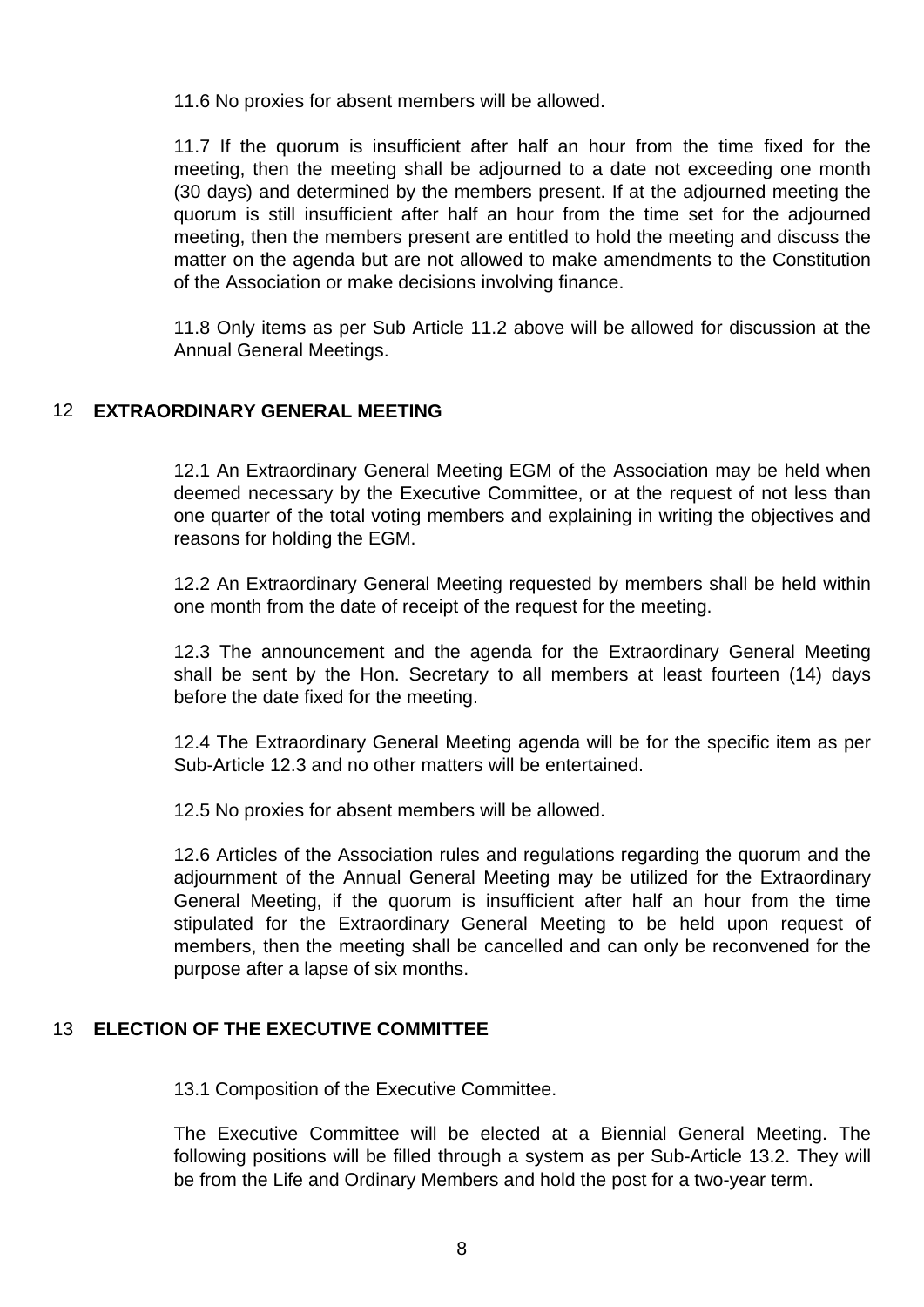11.6 No proxies for absent members will be allowed.

11.7 If the quorum is insufficient after half an hour from the time fixed for the meeting, then the meeting shall be adjourned to a date not exceeding one month (30 days) and determined by the members present. If at the adjourned meeting the quorum is still insufficient after half an hour from the time set for the adjourned meeting, then the members present are entitled to hold the meeting and discuss the matter on the agenda but are not allowed to make amendments to the Constitution of the Association or make decisions involving finance.

11.8 Only items as per Sub Article 11.2 above will be allowed for discussion at the Annual General Meetings.

## 12 EXTRAORDINARY GENERAL MEETING

12.1 An Extraordinary General Meeting EGM of the Association may be held when deemed necessary by the Executive Committee, or at the request of not less than one quarter of the total voting members and explaining in writing the objectives and reasons for holding the EGM.

12.2 An Extraordinary General Meeting requested by members shall be held within one month from the date of receipt of the request for the meeting.

12.3 The announcement and the agenda for the Extraordinary General Meeting shall be sent by the Hon. Secretary to all members at least fourteen (14) days before the date fixed for the meeting.

12.4 The Extraordinary General Meeting agenda will be for the specific item as per Sub-Article 12.3 and no other matters will be entertained.

12.5 No proxies for absent members will be allowed.

12.6 Articles of the Association rules and regulations regarding the quorum and the adjournment of the Annual General Meeting may be utilized for the Extraordinary General Meeting, if the quorum is insufficient after half an hour from the time stipulated for the Extraordinary General Meeting to be held upon request of members, then the meeting shall be cancelled and can only be reconvened for the purpose after a lapse of six months.

## 13 ELECTION OF THE EXECUTIVE COMMITTEE

13.1 Composition of the Executive Committee.

The Executive Committee will be elected at a Biennial General Meeting. The following positions will be filled through a system as per Sub-Article 13.2. They will be from the Life and Ordinary Members and hold the post for a two-year term.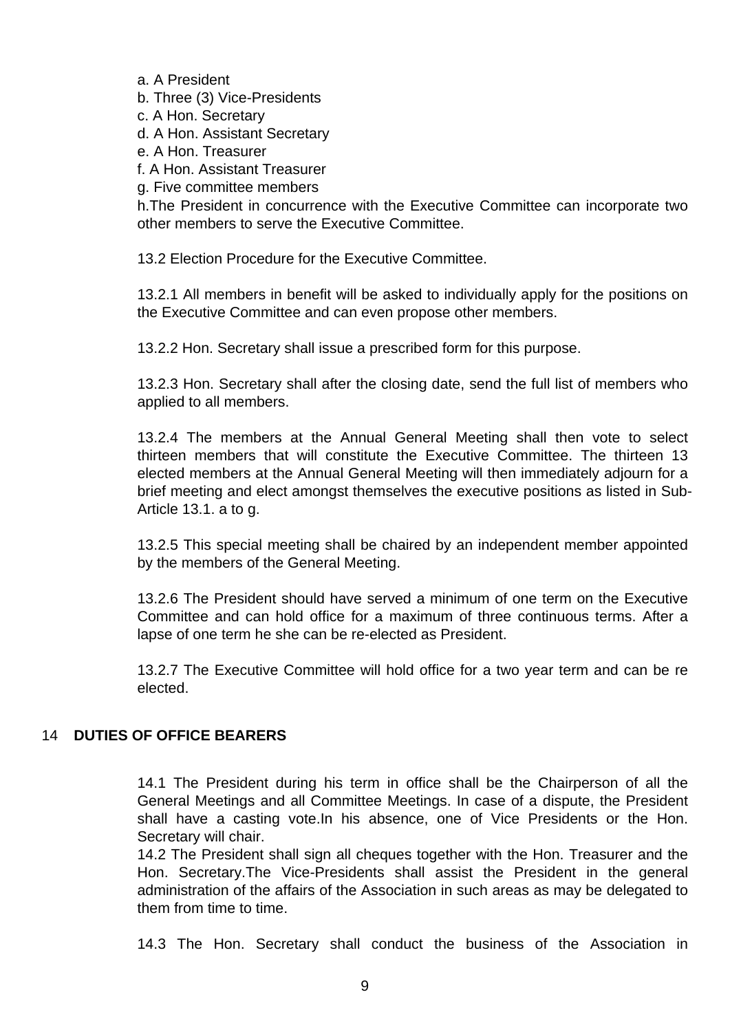a. A President
b. Three (3) Vice-Presidents
c. A Hon. Secretary
d. A Hon. Assistant Secretary
e. A Hon. Treasurer
f. A Hon. Assistant Treasurer
g. Five committee members
h.The President in concurrence with the Executive Committee can incorporate two other members to serve the Executive Committee.

13.2 Election Procedure for the Executive Committee.

13.2.1 All members in benefit will be asked to individually apply for the positions on the Executive Committee and can even propose other members.

13.2.2 Hon. Secretary shall issue a prescribed form for this purpose.

13.2.3 Hon. Secretary shall after the closing date, send the full list of members who applied to all members.

13.2.4 The members at the Annual General Meeting shall then vote to select thirteen members that will constitute the Executive Committee. The thirteen 13 elected members at the Annual General Meeting will then immediately adjourn for a brief meeting and elect amongst themselves the executive positions as listed in Sub-Article 13.1. a to g.

13.2.5 This special meeting shall be chaired by an independent member appointed by the members of the General Meeting.

13.2.6 The President should have served a minimum of one term on the Executive Committee and can hold office for a maximum of three continuous terms. After a lapse of one term he she can be re-elected as President.

13.2.7 The Executive Committee will hold office for a two year term and can be re elected.

## 14 DUTIES OF OFFICE BEARERS

14.1 The President during his term in office shall be the Chairperson of all the General Meetings and all Committee Meetings. In case of a dispute, the President shall have a casting vote.In his absence, one of Vice Presidents or the Hon. Secretary will chair.
14.2 The President shall sign all cheques together with the Hon. Treasurer and the Hon. Secretary.The Vice-Presidents shall assist the President in the general administration of the affairs of the Association in such areas as may be delegated to them from time to time.

14.3 The Hon. Secretary shall conduct the business of the Association in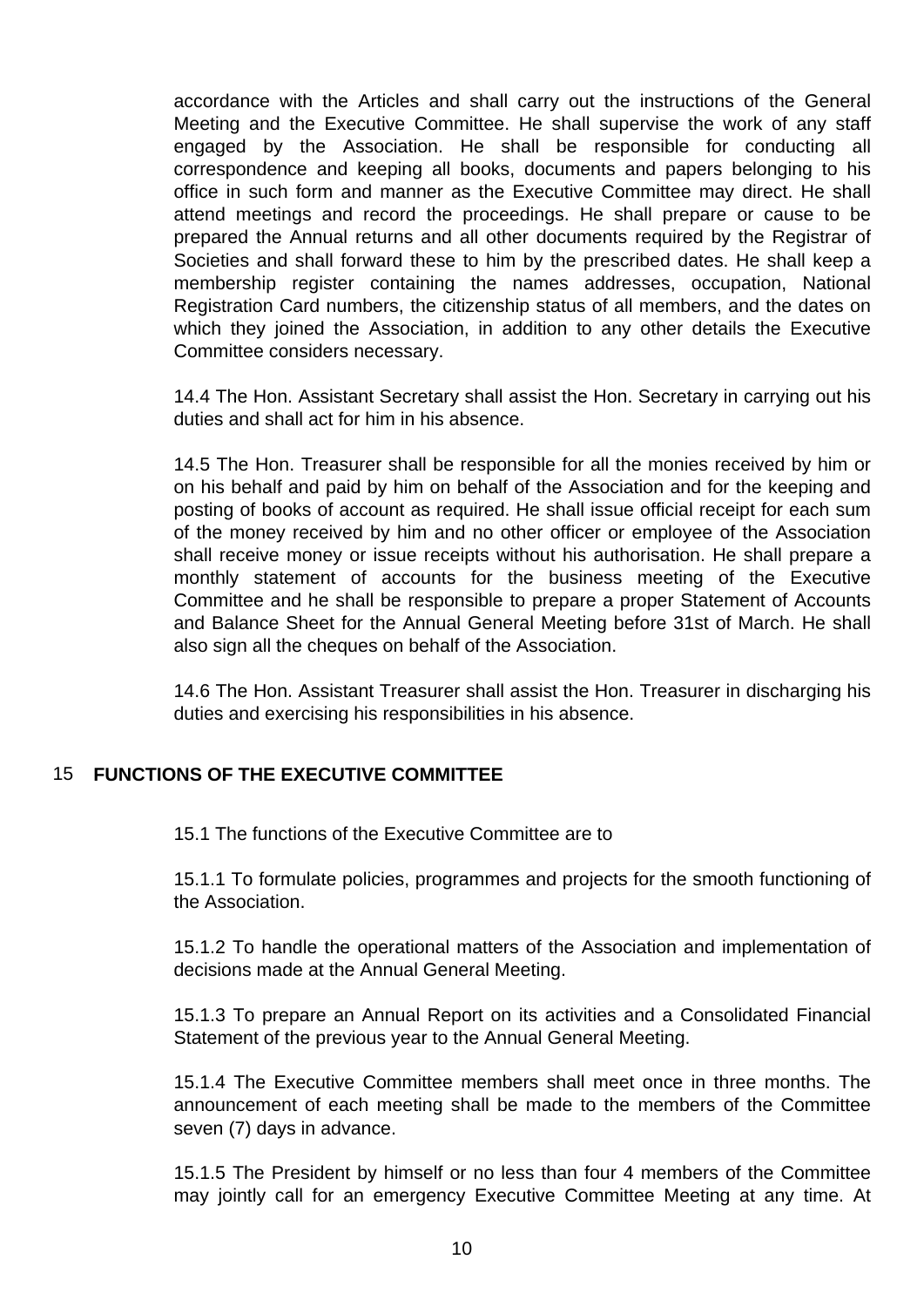accordance with the Articles and shall carry out the instructions of the General Meeting and the Executive Committee. He shall supervise the work of any staff engaged by the Association. He shall be responsible for conducting all correspondence and keeping all books, documents and papers belonging to his office in such form and manner as the Executive Committee may direct. He shall attend meetings and record the proceedings. He shall prepare or cause to be prepared the Annual returns and all other documents required by the Registrar of Societies and shall forward these to him by the prescribed dates. He shall keep a membership register containing the names addresses, occupation, National Registration Card numbers, the citizenship status of all members, and the dates on which they joined the Association, in addition to any other details the Executive Committee considers necessary.

14.4 The Hon. Assistant Secretary shall assist the Hon. Secretary in carrying out his duties and shall act for him in his absence.

14.5 The Hon. Treasurer shall be responsible for all the monies received by him or on his behalf and paid by him on behalf of the Association and for the keeping and posting of books of account as required. He shall issue official receipt for each sum of the money received by him and no other officer or employee of the Association shall receive money or issue receipts without his authorisation. He shall prepare a monthly statement of accounts for the business meeting of the Executive Committee and he shall be responsible to prepare a proper Statement of Accounts and Balance Sheet for the Annual General Meeting before 31st of March. He shall also sign all the cheques on behalf of the Association.

14.6 The Hon. Assistant Treasurer shall assist the Hon. Treasurer in discharging his duties and exercising his responsibilities in his absence.

## 15 FUNCTIONS OF THE EXECUTIVE COMMITTEE

15.1 The functions of the Executive Committee are to

15.1.1 To formulate policies, programmes and projects for the smooth functioning of the Association.

15.1.2 To handle the operational matters of the Association and implementation of decisions made at the Annual General Meeting.

15.1.3 To prepare an Annual Report on its activities and a Consolidated Financial Statement of the previous year to the Annual General Meeting.

15.1.4 The Executive Committee members shall meet once in three months. The announcement of each meeting shall be made to the members of the Committee seven (7) days in advance.

15.1.5 The President by himself or no less than four 4 members of the Committee may jointly call for an emergency Executive Committee Meeting at any time. At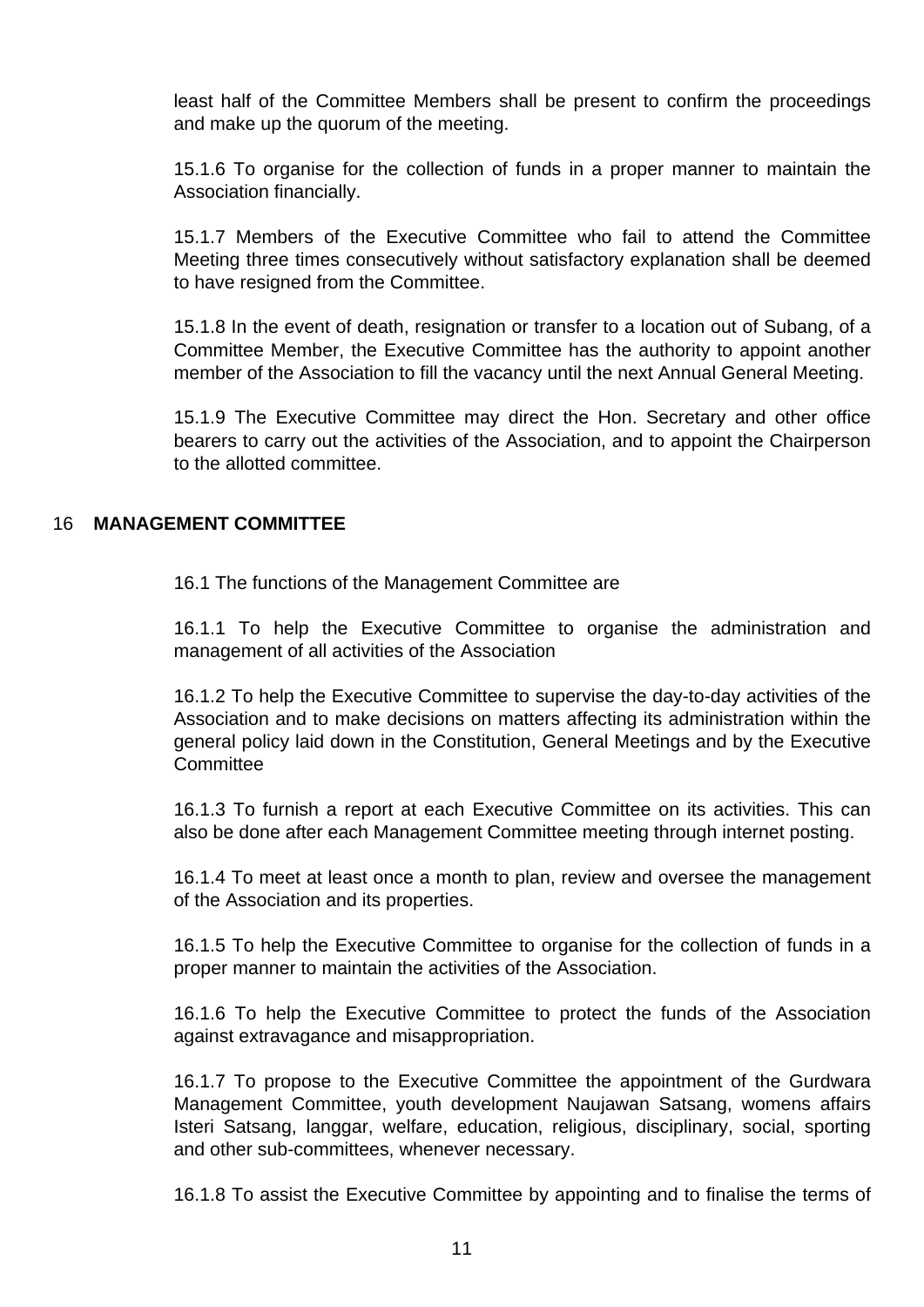least half of the Committee Members shall be present to confirm the proceedings and make up the quorum of the meeting.

15.1.6 To organise for the collection of funds in a proper manner to maintain the Association financially.

15.1.7 Members of the Executive Committee who fail to attend the Committee Meeting three times consecutively without satisfactory explanation shall be deemed to have resigned from the Committee.

15.1.8 In the event of death, resignation or transfer to a location out of Subang, of a Committee Member, the Executive Committee has the authority to appoint another member of the Association to fill the vacancy until the next Annual General Meeting.

15.1.9 The Executive Committee may direct the Hon. Secretary and other office bearers to carry out the activities of the Association, and to appoint the Chairperson to the allotted committee.

## 16 MANAGEMENT COMMITTEE

16.1 The functions of the Management Committee are

16.1.1 To help the Executive Committee to organise the administration and management of all activities of the Association

16.1.2 To help the Executive Committee to supervise the day-to-day activities of the Association and to make decisions on matters affecting its administration within the general policy laid down in the Constitution, General Meetings and by the Executive Committee

16.1.3 To furnish a report at each Executive Committee on its activities. This can also be done after each Management Committee meeting through internet posting.

16.1.4 To meet at least once a month to plan, review and oversee the management of the Association and its properties.

16.1.5 To help the Executive Committee to organise for the collection of funds in a proper manner to maintain the activities of the Association.

16.1.6 To help the Executive Committee to protect the funds of the Association against extravagance and misappropriation.

16.1.7 To propose to the Executive Committee the appointment of the Gurdwara Management Committee, youth development Naujawan Satsang, womens affairs Isteri Satsang, langgar, welfare, education, religious, disciplinary, social, sporting and other sub-committees, whenever necessary.

16.1.8 To assist the Executive Committee by appointing and to finalise the terms of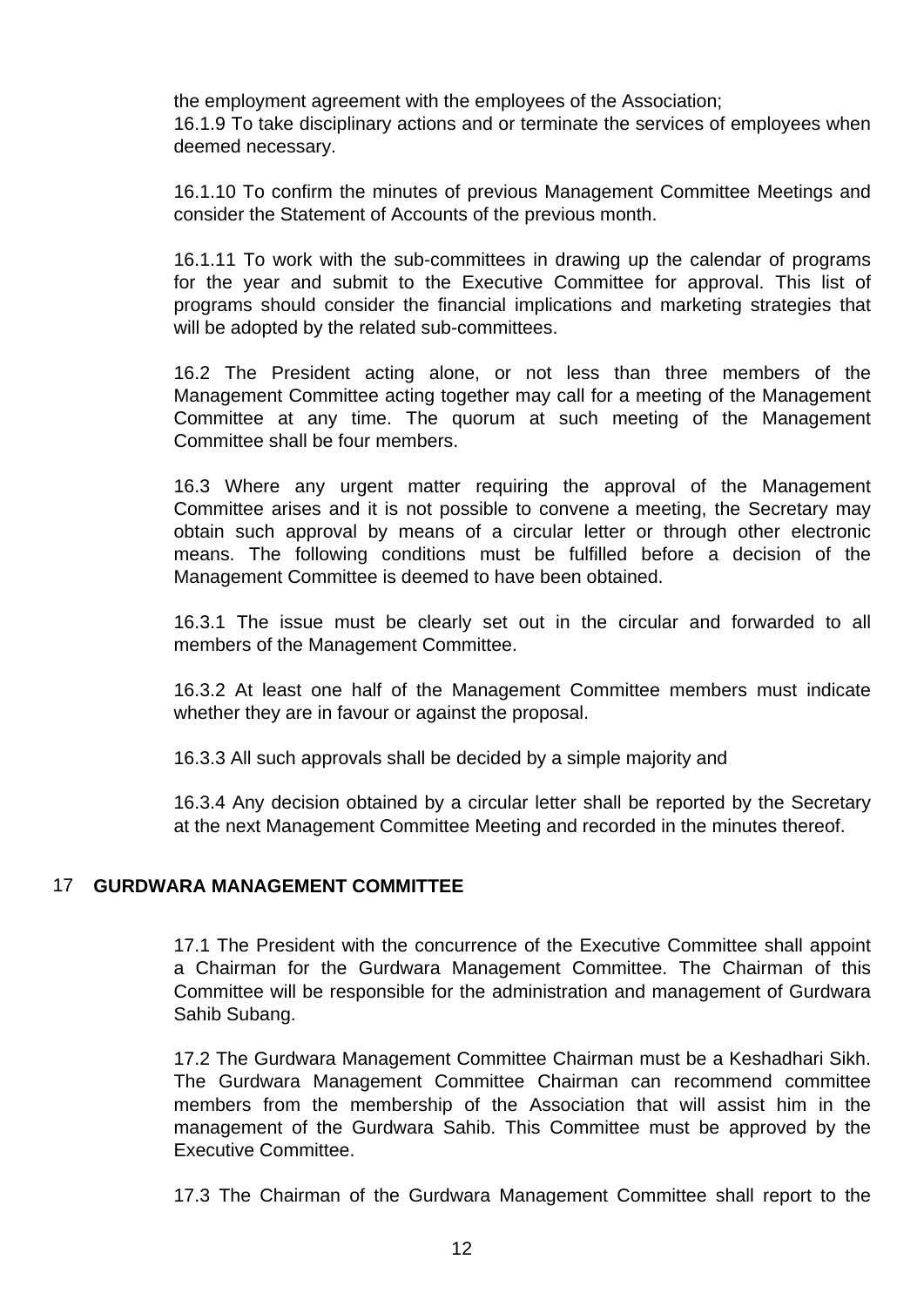the employment agreement with the employees of the Association;

16.1.9 To take disciplinary actions and or terminate the services of employees when deemed necessary.

16.1.10 To confirm the minutes of previous Management Committee Meetings and consider the Statement of Accounts of the previous month.

16.1.11 To work with the sub-committees in drawing up the calendar of programs for the year and submit to the Executive Committee for approval. This list of programs should consider the financial implications and marketing strategies that will be adopted by the related sub-committees.

16.2 The President acting alone, or not less than three members of the Management Committee acting together may call for a meeting of the Management Committee at any time. The quorum at such meeting of the Management Committee shall be four members.

16.3 Where any urgent matter requiring the approval of the Management Committee arises and it is not possible to convene a meeting, the Secretary may obtain such approval by means of a circular letter or through other electronic means. The following conditions must be fulfilled before a decision of the Management Committee is deemed to have been obtained.

16.3.1 The issue must be clearly set out in the circular and forwarded to all members of the Management Committee.

16.3.2 At least one half of the Management Committee members must indicate whether they are in favour or against the proposal.

16.3.3 All such approvals shall be decided by a simple majority and

16.3.4 Any decision obtained by a circular letter shall be reported by the Secretary at the next Management Committee Meeting and recorded in the minutes thereof.

## 17 GURDWARA MANAGEMENT COMMITTEE

17.1 The President with the concurrence of the Executive Committee shall appoint a Chairman for the Gurdwara Management Committee. The Chairman of this Committee will be responsible for the administration and management of Gurdwara Sahib Subang.

17.2 The Gurdwara Management Committee Chairman must be a Keshadhari Sikh. The Gurdwara Management Committee Chairman can recommend committee members from the membership of the Association that will assist him in the management of the Gurdwara Sahib. This Committee must be approved by the Executive Committee.

17.3 The Chairman of the Gurdwara Management Committee shall report to the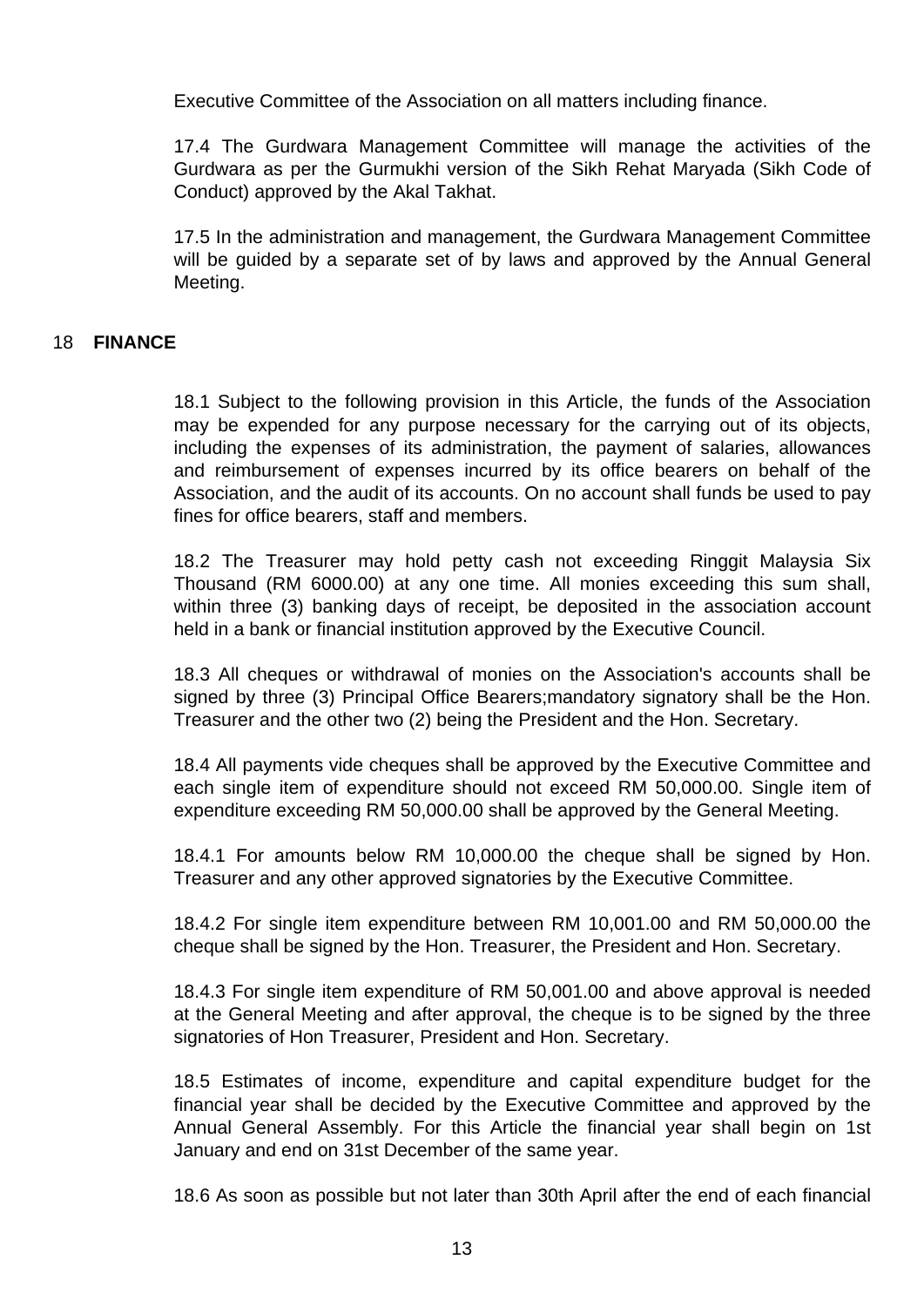Executive Committee of the Association on all matters including finance.

17.4 The Gurdwara Management Committee will manage the activities of the Gurdwara as per the Gurmukhi version of the Sikh Rehat Maryada (Sikh Code of Conduct) approved by the Akal Takhat.

17.5 In the administration and management, the Gurdwara Management Committee will be guided by a separate set of by laws and approved by the Annual General Meeting.

## 18 **FINANCE**

18.1 Subject to the following provision in this Article, the funds of the Association may be expended for any purpose necessary for the carrying out of its objects, including the expenses of its administration, the payment of salaries, allowances and reimbursement of expenses incurred by its office bearers on behalf of the Association, and the audit of its accounts. On no account shall funds be used to pay fines for office bearers, staff and members.

18.2 The Treasurer may hold petty cash not exceeding Ringgit Malaysia Six Thousand (RM 6000.00) at any one time. All monies exceeding this sum shall, within three (3) banking days of receipt, be deposited in the association account held in a bank or financial institution approved by the Executive Council.

18.3 All cheques or withdrawal of monies on the Association's accounts shall be signed by three (3) Principal Office Bearers;mandatory signatory shall be the Hon. Treasurer and the other two (2) being the President and the Hon. Secretary.

18.4 All payments vide cheques shall be approved by the Executive Committee and each single item of expenditure should not exceed RM 50,000.00. Single item of expenditure exceeding RM 50,000.00 shall be approved by the General Meeting.

18.4.1 For amounts below RM 10,000.00 the cheque shall be signed by Hon. Treasurer and any other approved signatories by the Executive Committee.

18.4.2 For single item expenditure between RM 10,001.00 and RM 50,000.00 the cheque shall be signed by the Hon. Treasurer, the President and Hon. Secretary.

18.4.3 For single item expenditure of RM 50,001.00 and above approval is needed at the General Meeting and after approval, the cheque is to be signed by the three signatories of Hon Treasurer, President and Hon. Secretary.

18.5 Estimates of income, expenditure and capital expenditure budget for the financial year shall be decided by the Executive Committee and approved by the Annual General Assembly. For this Article the financial year shall begin on 1st January and end on 31st December of the same year.

18.6 As soon as possible but not later than 30th April after the end of each financial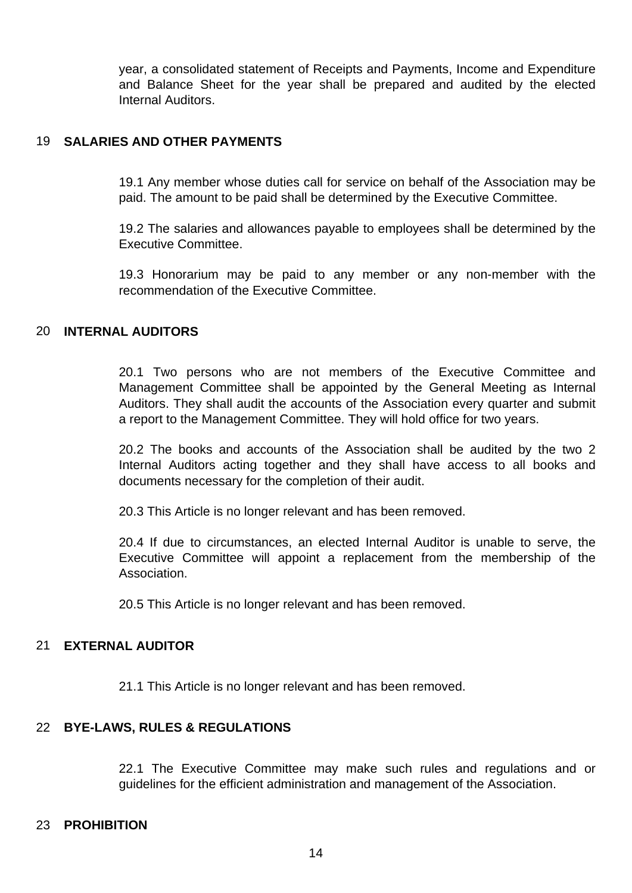year, a consolidated statement of Receipts and Payments, Income and Expenditure and Balance Sheet for the year shall be prepared and audited by the elected Internal Auditors.

## 19 SALARIES AND OTHER PAYMENTS

19.1 Any member whose duties call for service on behalf of the Association may be paid. The amount to be paid shall be determined by the Executive Committee.

19.2 The salaries and allowances payable to employees shall be determined by the Executive Committee.

19.3 Honorarium may be paid to any member or any non-member with the recommendation of the Executive Committee.

## 20 INTERNAL AUDITORS

20.1 Two persons who are not members of the Executive Committee and Management Committee shall be appointed by the General Meeting as Internal Auditors. They shall audit the accounts of the Association every quarter and submit a report to the Management Committee. They will hold office for two years.

20.2 The books and accounts of the Association shall be audited by the two 2 Internal Auditors acting together and they shall have access to all books and documents necessary for the completion of their audit.

20.3 This Article is no longer relevant and has been removed.

20.4 If due to circumstances, an elected Internal Auditor is unable to serve, the Executive Committee will appoint a replacement from the membership of the Association.

20.5 This Article is no longer relevant and has been removed.

## 21 EXTERNAL AUDITOR

21.1 This Article is no longer relevant and has been removed.

## 22 BYE-LAWS, RULES & REGULATIONS

22.1 The Executive Committee may make such rules and regulations and or guidelines for the efficient administration and management of the Association.

## 23 PROHIBITION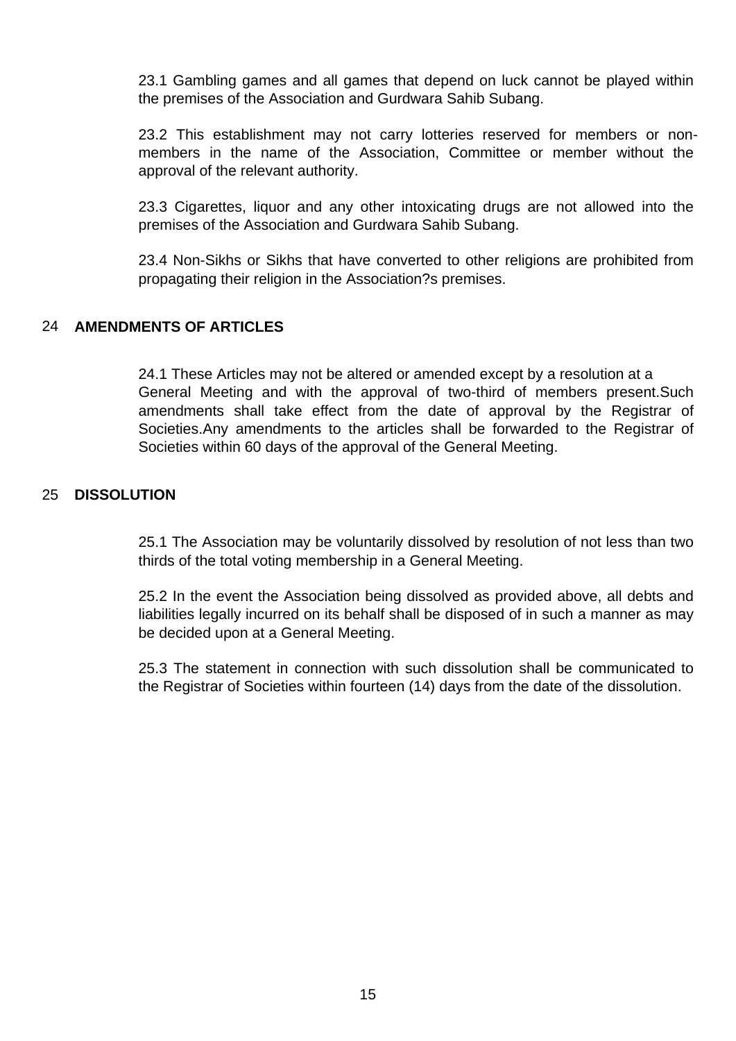23.1 Gambling games and all games that depend on luck cannot be played within the premises of the Association and Gurdwara Sahib Subang.

23.2 This establishment may not carry lotteries reserved for members or non-members in the name of the Association, Committee or member without the approval of the relevant authority.

23.3 Cigarettes, liquor and any other intoxicating drugs are not allowed into the premises of the Association and Gurdwara Sahib Subang.

23.4 Non-Sikhs or Sikhs that have converted to other religions are prohibited from propagating their religion in the Association?s premises.

## 24 AMENDMENTS OF ARTICLES

24.1 These Articles may not be altered or amended except by a resolution at a General Meeting and with the approval of two-third of members present.Such amendments shall take effect from the date of approval by the Registrar of Societies.Any amendments to the articles shall be forwarded to the Registrar of Societies within 60 days of the approval of the General Meeting.

## 25 DISSOLUTION

25.1 The Association may be voluntarily dissolved by resolution of not less than two thirds of the total voting membership in a General Meeting.

25.2 In the event the Association being dissolved as provided above, all debts and liabilities legally incurred on its behalf shall be disposed of in such a manner as may be decided upon at a General Meeting.

25.3 The statement in connection with such dissolution shall be communicated to the Registrar of Societies within fourteen (14) days from the date of the dissolution.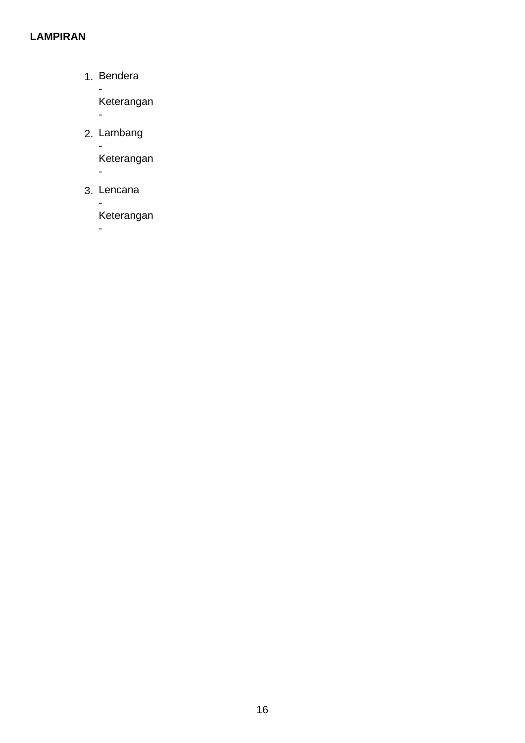**LAMPIRAN**

1. Bendera
   -
   Keterangan
   -
2. Lambang
   -
   Keterangan
   -
3. Lencana
   -
   Keterangan
   -